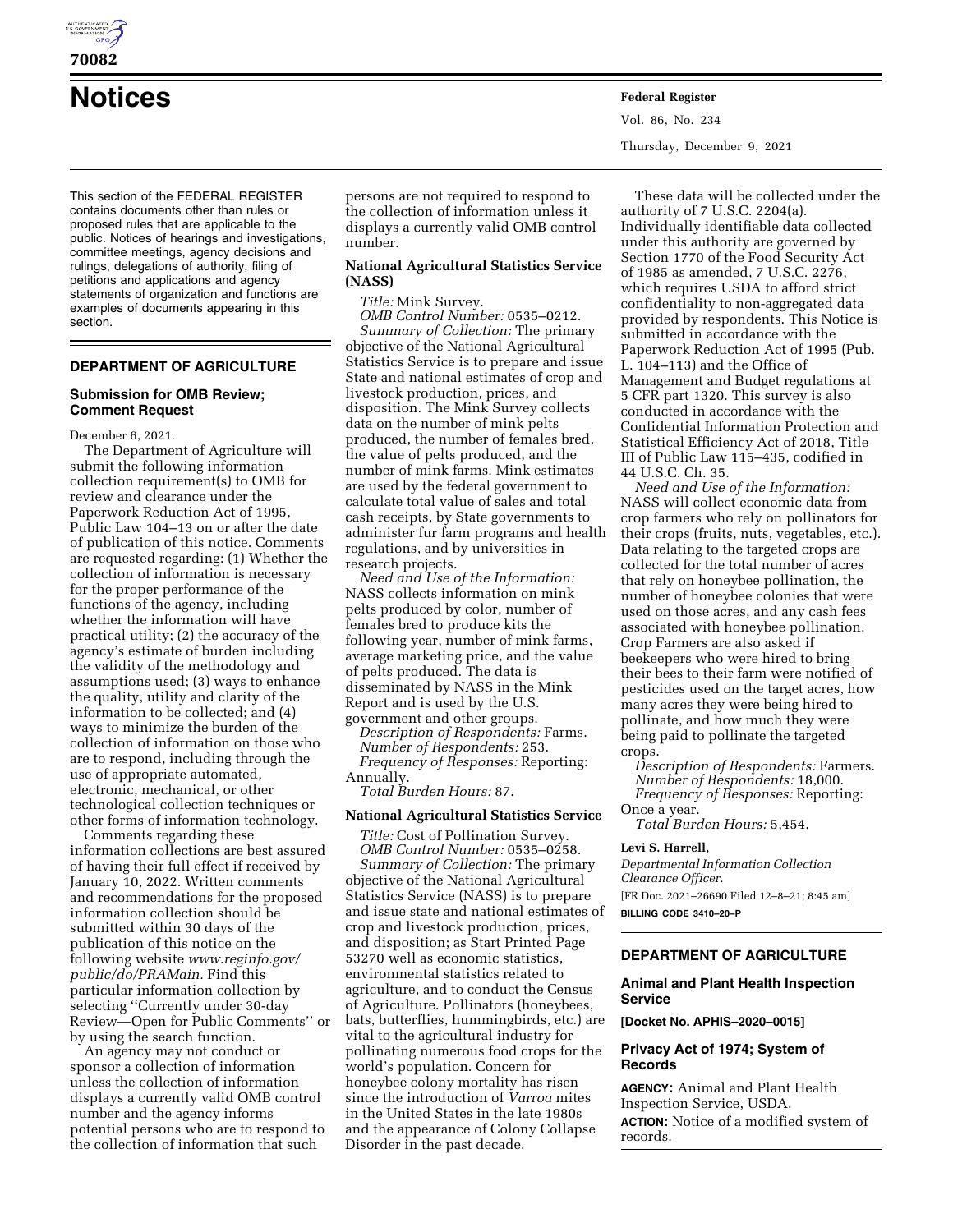# Notices

This section of the FEDERAL REGISTER contains documents other than rules or proposed rules that are applicable to the public. Notices of hearings and investigations, committee meetings, agency decisions and rulings, delegations of authority, filing of petitions and applications and agency statements of organization and functions are examples of documents appearing in this section.

## DEPARTMENT OF AGRICULTURE

### Submission for OMB Review; Comment Request

December 6, 2021.

The Department of Agriculture will submit the following information collection requirement(s) to OMB for review and clearance under the Paperwork Reduction Act of 1995, Public Law 104–13 on or after the date of publication of this notice. Comments are requested regarding: (1) Whether the collection of information is necessary for the proper performance of the functions of the agency, including whether the information will have practical utility; (2) the accuracy of the agency's estimate of burden including the validity of the methodology and assumptions used; (3) ways to enhance the quality, utility and clarity of the information to be collected; and (4) ways to minimize the burden of the collection of information on those who are to respond, including through the use of appropriate automated, electronic, mechanical, or other technological collection techniques or other forms of information technology.

Comments regarding these information collections are best assured of having their full effect if received by January 10, 2022. Written comments and recommendations for the proposed information collection should be submitted within 30 days of the publication of this notice on the following website *www.reginfo.gov/public/do/PRAMain.* Find this particular information collection by selecting ''Currently under 30-day Review—Open for Public Comments'' or by using the search function.

An agency may not conduct or sponsor a collection of information unless the collection of information displays a currently valid OMB control number and the agency informs potential persons who are to respond to the collection of information that such persons are not required to respond to the collection of information unless it displays a currently valid OMB control number.

#### National Agricultural Statistics Service (NASS)

*Title:* Mink Survey.

*OMB Control Number:* 0535–0212.

*Summary of Collection:* The primary objective of the National Agricultural Statistics Service is to prepare and issue State and national estimates of crop and livestock production, prices, and disposition. The Mink Survey collects data on the number of mink pelts produced, the number of females bred, the value of pelts produced, and the number of mink farms. Mink estimates are used by the federal government to calculate total value of sales and total cash receipts, by State governments to administer fur farm programs and health regulations, and by universities in research projects.

*Need and Use of the Information:* NASS collects information on mink pelts produced by color, number of females bred to produce kits the following year, number of mink farms, average marketing price, and the value of pelts produced. The data is disseminated by NASS in the Mink Report and is used by the U.S. government and other groups.

*Description of Respondents:* Farms.

*Number of Respondents:* 253.

*Frequency of Responses:* Reporting: Annually.

*Total Burden Hours:* 87.

#### National Agricultural Statistics Service

*Title:* Cost of Pollination Survey.

*OMB Control Number:* 0535–0258.

*Summary of Collection:* The primary objective of the National Agricultural Statistics Service (NASS) is to prepare and issue state and national estimates of crop and livestock production, prices, and disposition; as Start Printed Page 53270 well as economic statistics, environmental statistics related to agriculture, and to conduct the Census of Agriculture. Pollinators (honeybees, bats, butterflies, hummingbirds, etc.) are vital to the agricultural industry for pollinating numerous food crops for the world's population. Concern for honeybee colony mortality has risen since the introduction of *Varroa* mites in the United States in the late 1980s and the appearance of Colony Collapse Disorder in the past decade.

These data will be collected under the authority of 7 U.S.C. 2204(a). Individually identifiable data collected under this authority are governed by Section 1770 of the Food Security Act of 1985 as amended, 7 U.S.C. 2276, which requires USDA to afford strict confidentiality to non-aggregated data provided by respondents. This Notice is submitted in accordance with the Paperwork Reduction Act of 1995 (Pub. L. 104–113) and the Office of Management and Budget regulations at 5 CFR part 1320. This survey is also conducted in accordance with the Confidential Information Protection and Statistical Efficiency Act of 2018, Title III of Public Law 115–435, codified in 44 U.S.C. Ch. 35.

*Need and Use of the Information:* NASS will collect economic data from crop farmers who rely on pollinators for their crops (fruits, nuts, vegetables, etc.). Data relating to the targeted crops are collected for the total number of acres that rely on honeybee pollination, the number of honeybee colonies that were used on those acres, and any cash fees associated with honeybee pollination. Crop Farmers are also asked if beekeepers who were hired to bring their bees to their farm were notified of pesticides used on the target acres, how many acres they were being hired to pollinate, and how much they were being paid to pollinate the targeted crops.

*Description of Respondents:* Farmers.

*Number of Respondents:* 18,000.

*Frequency of Responses:* Reporting: Once a year.

*Total Burden Hours:* 5,454.

**Levi S. Harrell,**

*Departmental Information Collection Clearance Officer.*

[FR Doc. 2021–26690 Filed 12–8–21; 8:45 am]

**BILLING CODE 3410–20–P**

## DEPARTMENT OF AGRICULTURE

### Animal and Plant Health Inspection Service

**[Docket No. APHIS–2020–0015]**

### Privacy Act of 1974; System of Records

**AGENCY:** Animal and Plant Health Inspection Service, USDA.

**ACTION:** Notice of a modified system of records.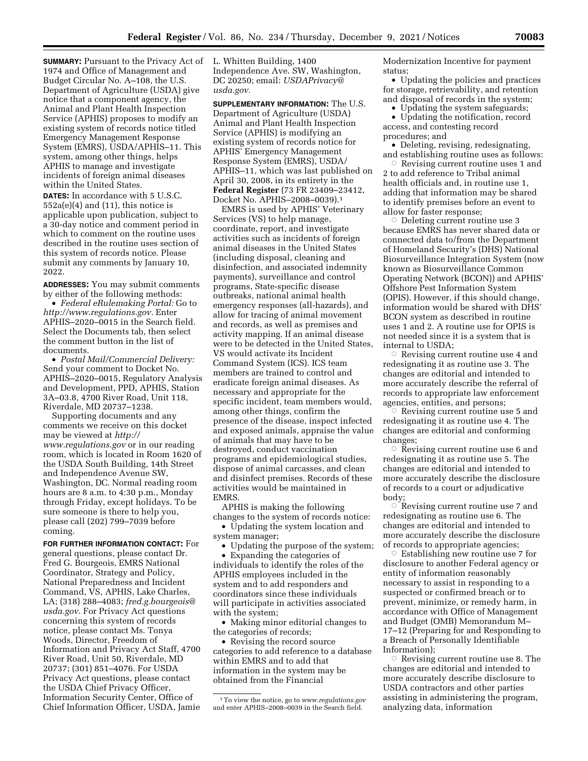**SUMMARY:** Pursuant to the Privacy Act of 1974 and Office of Management and Budget Circular No. A–108, the U.S. Department of Agriculture (USDA) give notice that a component agency, the Animal and Plant Health Inspection Service (APHIS) proposes to modify an existing system of records notice titled Emergency Management Response System (EMRS), USDA/APHIS–11. This system, among other things, helps APHIS to manage and investigate incidents of foreign animal diseases within the United States.

**DATES:** In accordance with 5 U.S.C. 552a(e)(4) and (11), this notice is applicable upon publication, subject to a 30-day notice and comment period in which to comment on the routine uses described in the routine uses section of this system of records notice. Please submit any comments by January 10, 2022.

**ADDRESSES:** You may submit comments by either of the following methods:

- *Federal eRulemaking Portal:* Go to *http://www.regulations.gov.* Enter APHIS–2020–0015 in the Search field. Select the Documents tab, then select the comment button in the list of documents.
- *Postal Mail/Commercial Delivery:* Send your comment to Docket No. APHIS–2020–0015, Regulatory Analysis and Development, PPD, APHIS, Station 3A–03.8, 4700 River Road, Unit 118, Riverdale, MD 20737–1238.

Supporting documents and any comments we receive on this docket may be viewed at *http://www.regulations.gov* or in our reading room, which is located in Room 1620 of the USDA South Building, 14th Street and Independence Avenue SW, Washington, DC. Normal reading room hours are 8 a.m. to 4:30 p.m., Monday through Friday, except holidays. To be sure someone is there to help you, please call (202) 799–7039 before coming.

**FOR FURTHER INFORMATION CONTACT:** For general questions, please contact Dr. Fred G. Bourgeois, EMRS National Coordinator, Strategy and Policy, National Preparedness and Incident Command, VS, APHIS, Lake Charles, LA; (318) 288–4083; *fred.g.bourgeois@usda.gov.* For Privacy Act questions concerning this system of records notice, please contact Ms. Tonya Woods, Director, Freedom of Information and Privacy Act Staff, 4700 River Road, Unit 50, Riverdale, MD 20737; (301) 851–4076. For USDA Privacy Act questions, please contact the USDA Chief Privacy Officer, Information Security Center, Office of Chief Information Officer, USDA, Jamie L. Whitten Building, 1400 Independence Ave. SW, Washington, DC 20250; email: *USDAPrivacy@usda.gov.*

**SUPPLEMENTARY INFORMATION:** The U.S. Department of Agriculture (USDA) Animal and Plant Health Inspection Service (APHIS) is modifying an existing system of records notice for APHIS' Emergency Management Response System (EMRS), USDA/APHIS–11, which was last published on April 30, 2008, in its entirety in the **Federal Register** (73 FR 23409–23412, Docket No. APHIS–2008–0039).[1]

EMRS is used by APHIS' Veterinary Services (VS) to help manage, coordinate, report, and investigate activities such as incidents of foreign animal diseases in the United States (including disposal, cleaning and disinfection, and associated indemnity payments), surveillance and control programs, State-specific disease outbreaks, national animal health emergency responses (all-hazards), and allow for tracing of animal movement and records, as well as premises and activity mapping. If an animal disease were to be detected in the United States, VS would activate its Incident Command System (ICS). ICS team members are trained to control and eradicate foreign animal diseases. As necessary and appropriate for the specific incident, team members would, among other things, confirm the presence of the disease, inspect infected and exposed animals, appraise the value of animals that may have to be destroyed, conduct vaccination programs and epidemiological studies, dispose of animal carcasses, and clean and disinfect premises. Records of these activities would be maintained in EMRS.

APHIS is making the following changes to the system of records notice:

- Updating the system location and system manager;
- Updating the purpose of the system;
- Expanding the categories of individuals to identify the roles of the APHIS employees included in the system and to add responders and coordinators since these individuals will participate in activities associated with the system;
- Making minor editorial changes to the categories of records;
- Revising the record source categories to add reference to a database within EMRS and to add that information in the system may be obtained from the Financial Modernization Incentive for payment status;
- Updating the policies and practices for storage, retrievability, and retention and disposal of records in the system;
- Updating the system safeguards;
- Updating the notification, record access, and contesting record procedures; and
- Deleting, revising, redesignating, and establishing routine uses as follows:
  - Revising current routine uses 1 and 2 to add reference to Tribal animal health officials and, in routine use 1, adding that information may be shared to identify premises before an event to allow for faster response;
  - Deleting current routine use 3 because EMRS has never shared data or connected data to/from the Department of Homeland Security's (DHS) National Biosurveillance Integration System (now known as Biosurveillance Common Operating Network (BCON)) and APHIS' Offshore Pest Information System (OPIS). However, if this should change, information would be shared with DHS' BCON system as described in routine uses 1 and 2. A routine use for OPIS is not needed since it is a system that is internal to USDA;
  - Revising current routine use 4 and redesignating it as routine use 3. The changes are editorial and intended to more accurately describe the referral of records to appropriate law enforcement agencies, entities, and persons;
  - Revising current routine use 5 and redesignating it as routine use 4. The changes are editorial and conforming changes;
  - Revising current routine use 6 and redesignating it as routine use 5. The changes are editorial and intended to more accurately describe the disclosure of records to a court or adjudicative body;
  - Revising current routine use 7 and redesignating as routine use 6. The changes are editorial and intended to more accurately describe the disclosure of records to appropriate agencies;
  - Establishing new routine use 7 for disclosure to another Federal agency or entity of information reasonably necessary to assist in responding to a suspected or confirmed breach or to prevent, minimize, or remedy harm, in accordance with Office of Management and Budget (OMB) Memorandum M–17–12 (Preparing for and Responding to a Breach of Personally Identifiable Information);
  - Revising current routine use 8. The changes are editorial and intended to more accurately describe disclosure to USDA contractors and other parties assisting in administering the program, analyzing data, information

[1] To view the notice, go to *www.regulations.gov* and enter APHIS–2008–0039 in the Search field.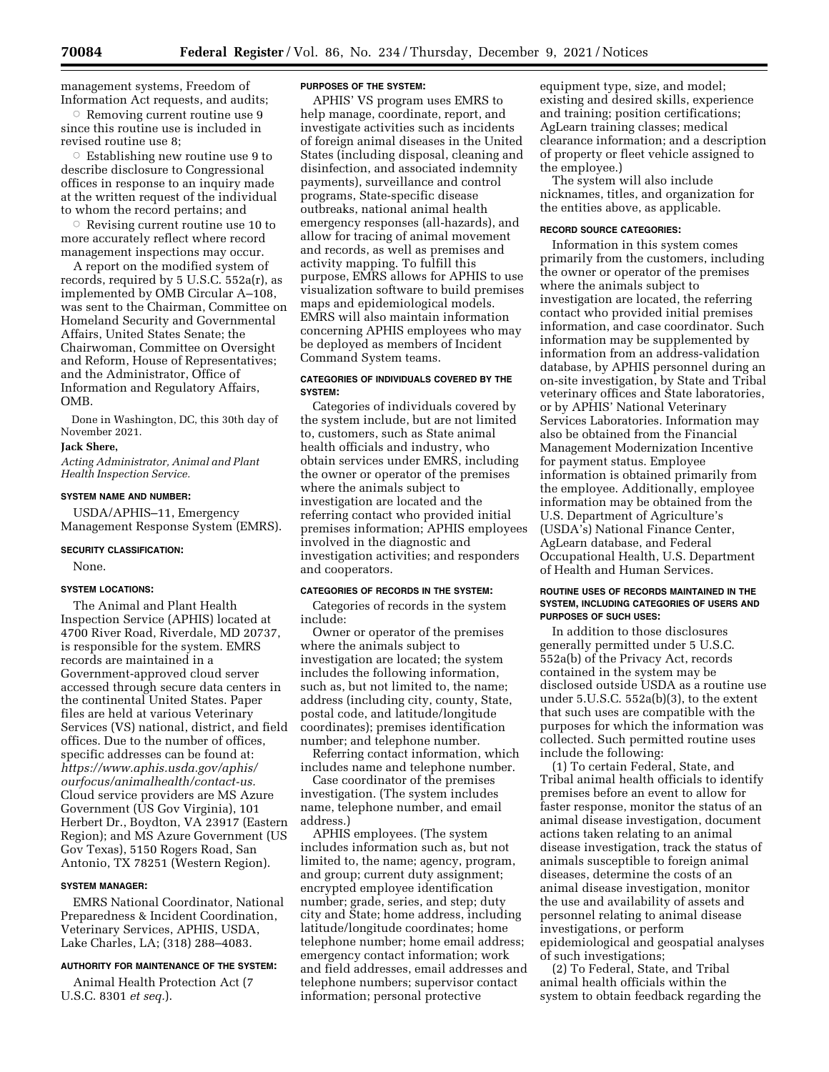management systems, Freedom of Information Act requests, and audits;

○ Removing current routine use 9 since this routine use is included in revised routine use 8;

○ Establishing new routine use 9 to describe disclosure to Congressional offices in response to an inquiry made at the written request of the individual to whom the record pertains; and

○ Revising current routine use 10 to more accurately reflect where record management inspections may occur.

A report on the modified system of records, required by 5 U.S.C. 552a(r), as implemented by OMB Circular A–108, was sent to the Chairman, Committee on Homeland Security and Governmental Affairs, United States Senate; the Chairwoman, Committee on Oversight and Reform, House of Representatives; and the Administrator, Office of Information and Regulatory Affairs, OMB.

Done in Washington, DC, this 30th day of November 2021.

**Jack Shere,**

*Acting Administrator, Animal and Plant Health Inspection Service.*

#### SYSTEM NAME AND NUMBER:

USDA/APHIS–11, Emergency Management Response System (EMRS).

#### SECURITY CLASSIFICATION:

None.

#### SYSTEM LOCATIONS:

The Animal and Plant Health Inspection Service (APHIS) located at 4700 River Road, Riverdale, MD 20737, is responsible for the system. EMRS records are maintained in a Government-approved cloud server accessed through secure data centers in the continental United States. Paper files are held at various Veterinary Services (VS) national, district, and field offices. Due to the number of offices, specific addresses can be found at: *https://www.aphis.usda.gov/aphis/ourfocus/animalhealth/contact-us.* Cloud service providers are MS Azure Government (US Gov Virginia), 101 Herbert Dr., Boydton, VA 23917 (Eastern Region); and MS Azure Government (US Gov Texas), 5150 Rogers Road, San Antonio, TX 78251 (Western Region).

#### SYSTEM MANAGER:

EMRS National Coordinator, National Preparedness & Incident Coordination, Veterinary Services, APHIS, USDA, Lake Charles, LA; (318) 288–4083.

#### AUTHORITY FOR MAINTENANCE OF THE SYSTEM:

Animal Health Protection Act (7 U.S.C. 8301 *et seq.*).

#### PURPOSES OF THE SYSTEM:

APHIS' VS program uses EMRS to help manage, coordinate, report, and investigate activities such as incidents of foreign animal diseases in the United States (including disposal, cleaning and disinfection, and associated indemnity payments), surveillance and control programs, State-specific disease outbreaks, national animal health emergency responses (all-hazards), and allow for tracing of animal movement and records, as well as premises and activity mapping. To fulfill this purpose, EMRS allows for APHIS to use visualization software to build premises maps and epidemiological models. EMRS will also maintain information concerning APHIS employees who may be deployed as members of Incident Command System teams.

#### CATEGORIES OF INDIVIDUALS COVERED BY THE SYSTEM:

Categories of individuals covered by the system include, but are not limited to, customers, such as State animal health officials and industry, who obtain services under EMRS, including the owner or operator of the premises where the animals subject to investigation are located and the referring contact who provided initial premises information; APHIS employees involved in the diagnostic and investigation activities; and responders and cooperators.

#### CATEGORIES OF RECORDS IN THE SYSTEM:

Categories of records in the system include:

Owner or operator of the premises where the animals subject to investigation are located; the system includes the following information, such as, but not limited to, the name; address (including city, county, State, postal code, and latitude/longitude coordinates); premises identification number; and telephone number.

Referring contact information, which includes name and telephone number.

Case coordinator of the premises investigation. (The system includes name, telephone number, and email address.)

APHIS employees. (The system includes information such as, but not limited to, the name; agency, program, and group; current duty assignment; encrypted employee identification number; grade, series, and step; duty city and State; home address, including latitude/longitude coordinates; home telephone number; home email address; emergency contact information; work and field addresses, email addresses and telephone numbers; supervisor contact information; personal protective equipment type, size, and model; existing and desired skills, experience and training; position certifications; AgLearn training classes; medical clearance information; and a description of property or fleet vehicle assigned to the employee.)

The system will also include nicknames, titles, and organization for the entities above, as applicable.

#### RECORD SOURCE CATEGORIES:

Information in this system comes primarily from the customers, including the owner or operator of the premises where the animals subject to investigation are located, the referring contact who provided initial premises information, and case coordinator. Such information may be supplemented by information from an address-validation database, by APHIS personnel during an on-site investigation, by State and Tribal veterinary offices and State laboratories, or by APHIS' National Veterinary Services Laboratories. Information may also be obtained from the Financial Management Modernization Incentive for payment status. Employee information is obtained primarily from the employee. Additionally, employee information may be obtained from the U.S. Department of Agriculture's (USDA's) National Finance Center, AgLearn database, and Federal Occupational Health, U.S. Department of Health and Human Services.

#### ROUTINE USES OF RECORDS MAINTAINED IN THE SYSTEM, INCLUDING CATEGORIES OF USERS AND PURPOSES OF SUCH USES:

In addition to those disclosures generally permitted under 5 U.S.C. 552a(b) of the Privacy Act, records contained in the system may be disclosed outside USDA as a routine use under 5.U.S.C. 552a(b)(3), to the extent that such uses are compatible with the purposes for which the information was collected. Such permitted routine uses include the following:

(1) To certain Federal, State, and Tribal animal health officials to identify premises before an event to allow for faster response, monitor the status of an animal disease investigation, document actions taken relating to an animal disease investigation, track the status of animals susceptible to foreign animal diseases, determine the costs of an animal disease investigation, monitor the use and availability of assets and personnel relating to animal disease investigations, or perform epidemiological and geospatial analyses of such investigations;

(2) To Federal, State, and Tribal animal health officials within the system to obtain feedback regarding the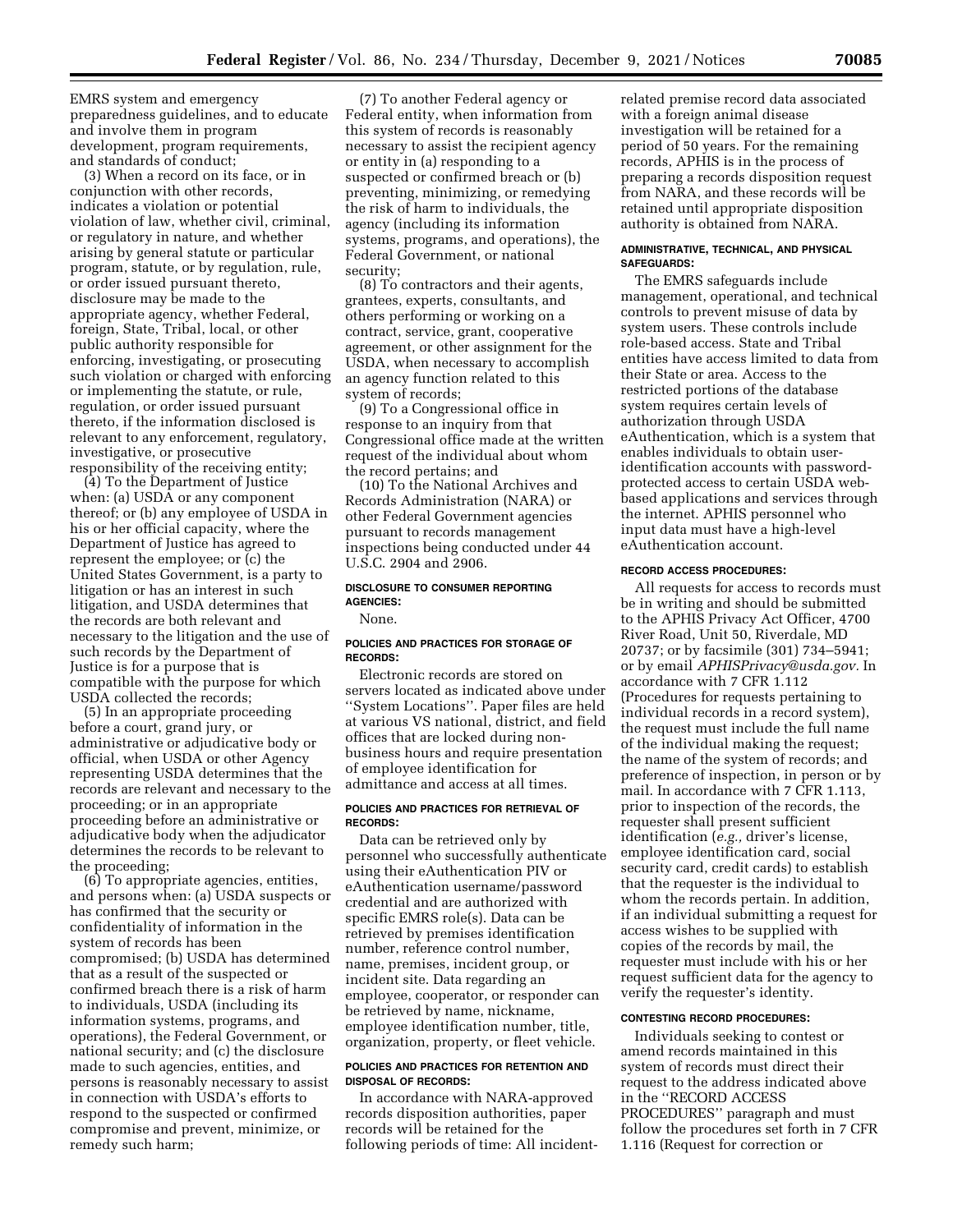EMRS system and emergency preparedness guidelines, and to educate and involve them in program development, program requirements, and standards of conduct;

(3) When a record on its face, or in conjunction with other records, indicates a violation or potential violation of law, whether civil, criminal, or regulatory in nature, and whether arising by general statute or particular program, statute, or by regulation, rule, or order issued pursuant thereto, disclosure may be made to the appropriate agency, whether Federal, foreign, State, Tribal, local, or other public authority responsible for enforcing, investigating, or prosecuting such violation or charged with enforcing or implementing the statute, or rule, regulation, or order issued pursuant thereto, if the information disclosed is relevant to any enforcement, regulatory, investigative, or prosecutive responsibility of the receiving entity;

(4) To the Department of Justice when: (a) USDA or any component thereof; or (b) any employee of USDA in his or her official capacity, where the Department of Justice has agreed to represent the employee; or (c) the United States Government, is a party to litigation or has an interest in such litigation, and USDA determines that the records are both relevant and necessary to the litigation and the use of such records by the Department of Justice is for a purpose that is compatible with the purpose for which USDA collected the records;

(5) In an appropriate proceeding before a court, grand jury, or administrative or adjudicative body or official, when USDA or other Agency representing USDA determines that the records are relevant and necessary to the proceeding; or in an appropriate proceeding before an administrative or adjudicative body when the adjudicator determines the records to be relevant to the proceeding;

(6) To appropriate agencies, entities, and persons when: (a) USDA suspects or has confirmed that the security or confidentiality of information in the system of records has been compromised; (b) USDA has determined that as a result of the suspected or confirmed breach there is a risk of harm to individuals, USDA (including its information systems, programs, and operations), the Federal Government, or national security; and (c) the disclosure made to such agencies, entities, and persons is reasonably necessary to assist in connection with USDA's efforts to respond to the suspected or confirmed compromise and prevent, minimize, or remedy such harm;

(7) To another Federal agency or Federal entity, when information from this system of records is reasonably necessary to assist the recipient agency or entity in (a) responding to a suspected or confirmed breach or (b) preventing, minimizing, or remedying the risk of harm to individuals, the agency (including its information systems, programs, and operations), the Federal Government, or national security;

(8) To contractors and their agents, grantees, experts, consultants, and others performing or working on a contract, service, grant, cooperative agreement, or other assignment for the USDA, when necessary to accomplish an agency function related to this system of records;

(9) To a Congressional office in response to an inquiry from that Congressional office made at the written request of the individual about whom the record pertains; and

(10) To the National Archives and Records Administration (NARA) or other Federal Government agencies pursuant to records management inspections being conducted under 44 U.S.C. 2904 and 2906.

#### DISCLOSURE TO CONSUMER REPORTING AGENCIES:

None.

#### POLICIES AND PRACTICES FOR STORAGE OF RECORDS:

Electronic records are stored on servers located as indicated above under "System Locations". Paper files are held at various VS national, district, and field offices that are locked during non-business hours and require presentation of employee identification for admittance and access at all times.

#### POLICIES AND PRACTICES FOR RETRIEVAL OF RECORDS:

Data can be retrieved only by personnel who successfully authenticate using their eAuthentication PIV or eAuthentication username/password credential and are authorized with specific EMRS role(s). Data can be retrieved by premises identification number, reference control number, name, premises, incident group, or incident site. Data regarding an employee, cooperator, or responder can be retrieved by name, nickname, employee identification number, title, organization, property, or fleet vehicle.

#### POLICIES AND PRACTICES FOR RETENTION AND DISPOSAL OF RECORDS:

In accordance with NARA-approved records disposition authorities, paper records will be retained for the following periods of time: All incident-related premise record data associated with a foreign animal disease investigation will be retained for a period of 50 years. For the remaining records, APHIS is in the process of preparing a records disposition request from NARA, and these records will be retained until appropriate disposition authority is obtained from NARA.

#### ADMINISTRATIVE, TECHNICAL, AND PHYSICAL SAFEGUARDS:

The EMRS safeguards include management, operational, and technical controls to prevent misuse of data by system users. These controls include role-based access. State and Tribal entities have access limited to data from their State or area. Access to the restricted portions of the database system requires certain levels of authorization through USDA eAuthentication, which is a system that enables individuals to obtain user-identification accounts with password-protected access to certain USDA web-based applications and services through the internet. APHIS personnel who input data must have a high-level eAuthentication account.

#### RECORD ACCESS PROCEDURES:

All requests for access to records must be in writing and should be submitted to the APHIS Privacy Act Officer, 4700 River Road, Unit 50, Riverdale, MD 20737; or by facsimile (301) 734–5941; or by email *APHISPrivacy@usda.gov.* In accordance with 7 CFR 1.112 (Procedures for requests pertaining to individual records in a record system), the request must include the full name of the individual making the request; the name of the system of records; and preference of inspection, in person or by mail. In accordance with 7 CFR 1.113, prior to inspection of the records, the requester shall present sufficient identification (*e.g.,* driver's license, employee identification card, social security card, credit cards) to establish that the requester is the individual to whom the records pertain. In addition, if an individual submitting a request for access wishes to be supplied with copies of the records by mail, the requester must include with his or her request sufficient data for the agency to verify the requester's identity.

#### CONTESTING RECORD PROCEDURES:

Individuals seeking to contest or amend records maintained in this system of records must direct their request to the address indicated above in the "RECORD ACCESS PROCEDURES" paragraph and must follow the procedures set forth in 7 CFR 1.116 (Request for correction or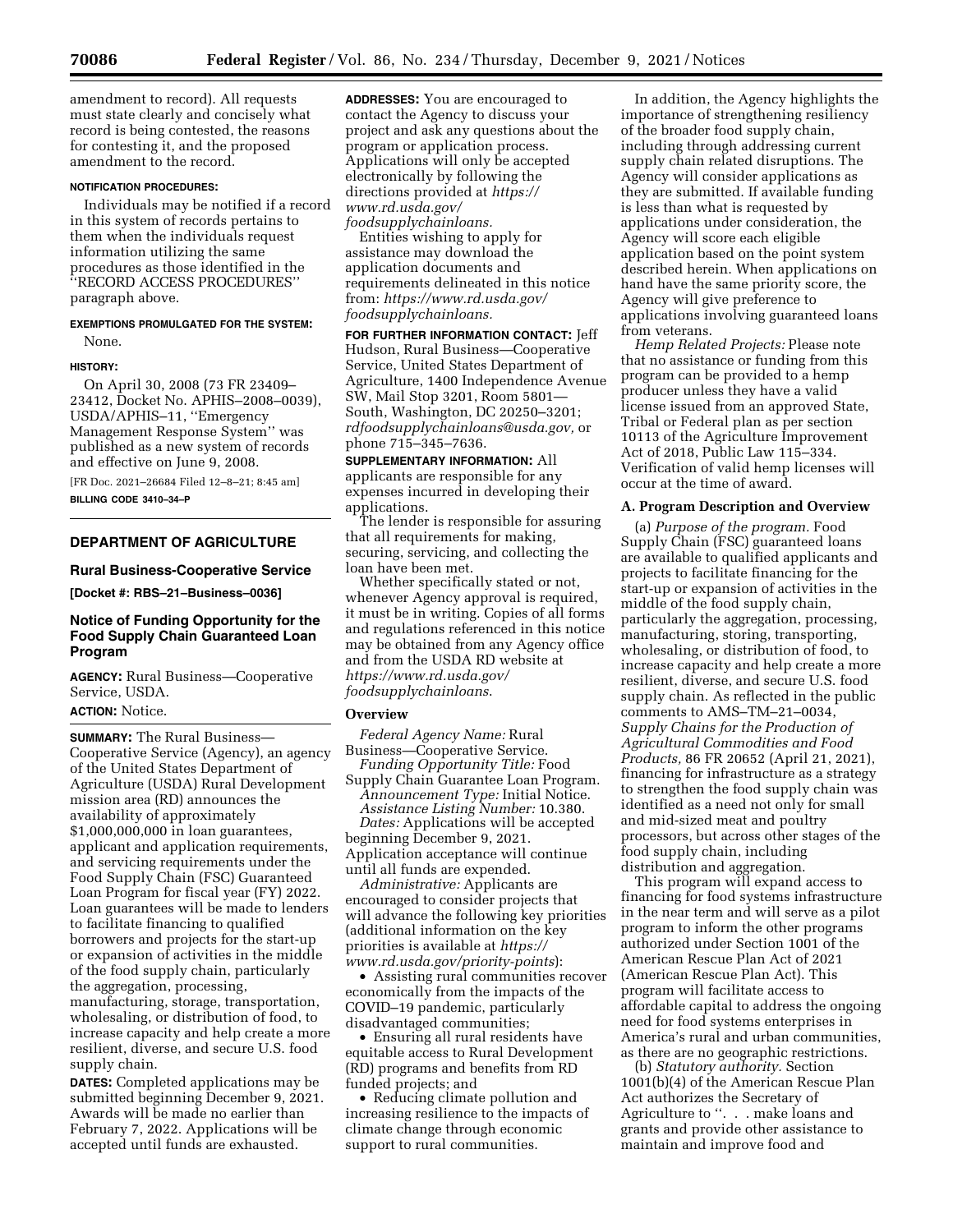amendment to record). All requests must state clearly and concisely what record is being contested, the reasons for contesting it, and the proposed amendment to the record.

**NOTIFICATION PROCEDURES:**

Individuals may be notified if a record in this system of records pertains to them when the individuals request information utilizing the same procedures as those identified in the ''RECORD ACCESS PROCEDURES'' paragraph above.

**EXEMPTIONS PROMULGATED FOR THE SYSTEM:**

None.

**HISTORY:**

On April 30, 2008 (73 FR 23409–23412, Docket No. APHIS–2008–0039), USDA/APHIS–11, ''Emergency Management Response System'' was published as a new system of records and effective on June 9, 2008.

[FR Doc. 2021–26684 Filed 12–8–21; 8:45 am]

**BILLING CODE 3410–34–P**

## DEPARTMENT OF AGRICULTURE

### Rural Business-Cooperative Service

**[Docket #: RBS–21–Business–0036]**

### Notice of Funding Opportunity for the Food Supply Chain Guaranteed Loan Program

**AGENCY:** Rural Business—Cooperative Service, USDA.

**ACTION:** Notice.

**SUMMARY:** The Rural Business—Cooperative Service (Agency), an agency of the United States Department of Agriculture (USDA) Rural Development mission area (RD) announces the availability of approximately $1,000,000,000 in loan guarantees, applicant and application requirements, and servicing requirements under the Food Supply Chain (FSC) Guaranteed Loan Program for fiscal year (FY) 2022. Loan guarantees will be made to lenders to facilitate financing to qualified borrowers and projects for the start-up or expansion of activities in the middle of the food supply chain, particularly the aggregation, processing, manufacturing, storage, transportation, wholesaling, or distribution of food, to increase capacity and help create a more resilient, diverse, and secure U.S. food supply chain.

**DATES:** Completed applications may be submitted beginning December 9, 2021. Awards will be made no earlier than February 7, 2022. Applications will be accepted until funds are exhausted.

**ADDRESSES:** You are encouraged to contact the Agency to discuss your project and ask any questions about the program or application process. Applications will only be accepted electronically by following the directions provided at *https://www.rd.usda.gov/foodsupplychainloans.*

Entities wishing to apply for assistance may download the application documents and requirements delineated in this notice from: *https://www.rd.usda.gov/foodsupplychainloans.*

**FOR FURTHER INFORMATION CONTACT:** Jeff Hudson, Rural Business—Cooperative Service, United States Department of Agriculture, 1400 Independence Avenue SW, Mail Stop 3201, Room 5801—South, Washington, DC 20250–3201; *rdfoodsupplychainloans@usda.gov,* or phone 715–345–7636.

**SUPPLEMENTARY INFORMATION:** All applicants are responsible for any expenses incurred in developing their applications.

The lender is responsible for assuring that all requirements for making, securing, servicing, and collecting the loan have been met.

Whether specifically stated or not, whenever Agency approval is required, it must be in writing. Copies of all forms and regulations referenced in this notice may be obtained from any Agency office and from the USDA RD website at *https://www.rd.usda.gov/foodsupplychainloans.*

**Overview**

*Federal Agency Name:* Rural Business—Cooperative Service.

*Funding Opportunity Title:* Food Supply Chain Guarantee Loan Program.

*Announcement Type:* Initial Notice.

*Assistance Listing Number:* 10.380.

*Dates:* Applications will be accepted beginning December 9, 2021. Application acceptance will continue until all funds are expended.

*Administrative:* Applicants are encouraged to consider projects that will advance the following key priorities (additional information on the key priorities is available at *https://www.rd.usda.gov/priority-points*):

- Assisting rural communities recover economically from the impacts of the COVID–19 pandemic, particularly disadvantaged communities;
- Ensuring all rural residents have equitable access to Rural Development (RD) programs and benefits from RD funded projects; and
- Reducing climate pollution and increasing resilience to the impacts of climate change through economic support to rural communities.

In addition, the Agency highlights the importance of strengthening resiliency of the broader food supply chain, including through addressing current supply chain related disruptions. The Agency will consider applications as they are submitted. If available funding is less than what is requested by applications under consideration, the Agency will score each eligible application based on the point system described herein. When applications on hand have the same priority score, the Agency will give preference to applications involving guaranteed loans from veterans.

*Hemp Related Projects:* Please note that no assistance or funding from this program can be provided to a hemp producer unless they have a valid license issued from an approved State, Tribal or Federal plan as per section 10113 of the Agriculture Improvement Act of 2018, Public Law 115–334. Verification of valid hemp licenses will occur at the time of award.

**A. Program Description and Overview**

(a) *Purpose of the program.* Food Supply Chain (FSC) guaranteed loans are available to qualified applicants and projects to facilitate financing for the start-up or expansion of activities in the middle of the food supply chain, particularly the aggregation, processing, manufacturing, storing, transporting, wholesaling, or distribution of food, to increase capacity and help create a more resilient, diverse, and secure U.S. food supply chain. As reflected in the public comments to AMS–TM–21–0034, *Supply Chains for the Production of Agricultural Commodities and Food Products,* 86 FR 20652 (April 21, 2021), financing for infrastructure as a strategy to strengthen the food supply chain was identified as a need not only for small and mid-sized meat and poultry processors, but across other stages of the food supply chain, including distribution and aggregation.

This program will expand access to financing for food systems infrastructure in the near term and will serve as a pilot program to inform the other programs authorized under Section 1001 of the American Rescue Plan Act of 2021 (American Rescue Plan Act). This program will facilitate access to affordable capital to address the ongoing need for food systems enterprises in America's rural and urban communities, as there are no geographic restrictions.

(b) *Statutory authority.* Section 1001(b)(4) of the American Rescue Plan Act authorizes the Secretary of Agriculture to ''. . . make loans and grants and provide other assistance to maintain and improve food and